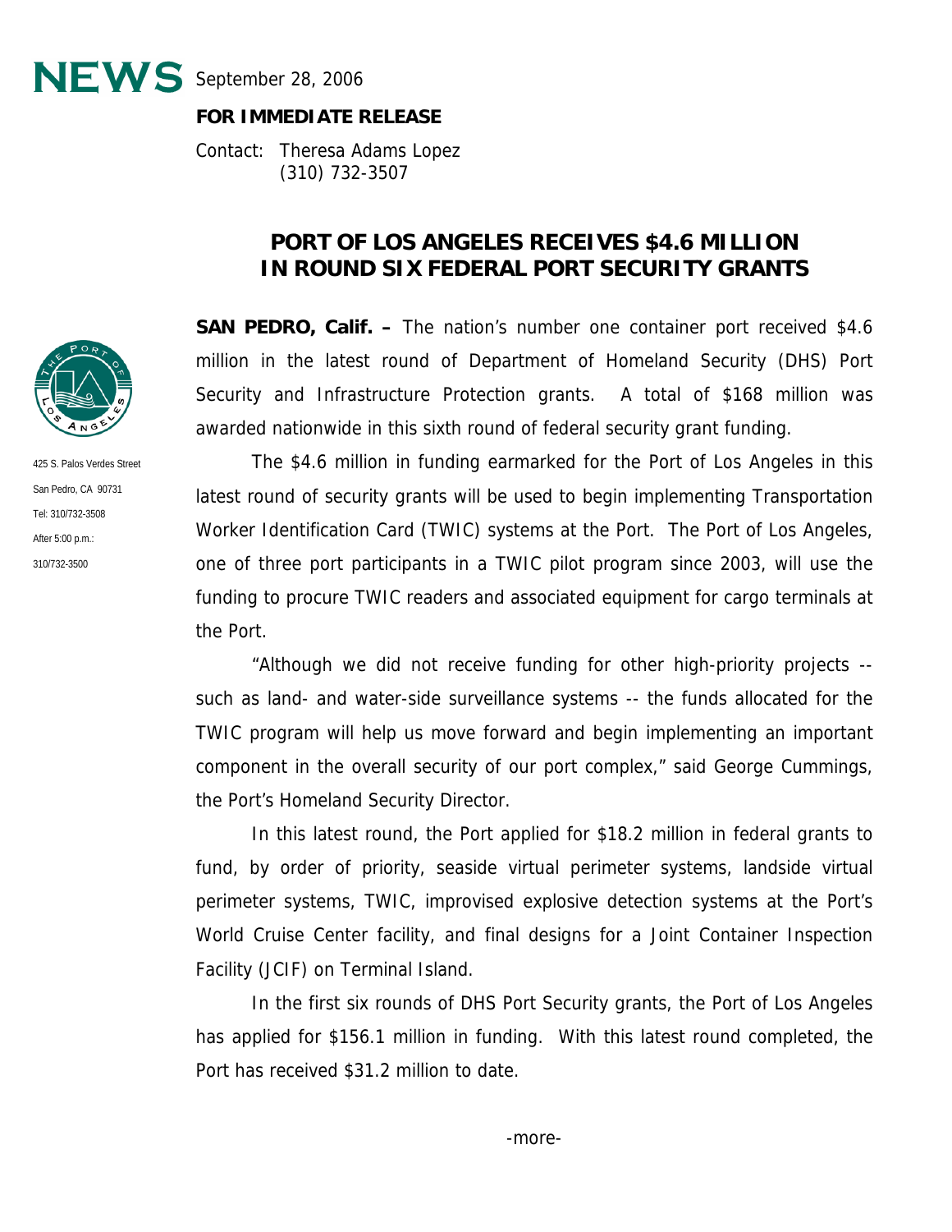**NEWS** September 28, 2006

**FOR IMMEDIATE RELEASE**

Contact: Theresa Adams Lopez
(310) 732-3507

425 S. Palos Verdes Street
San Pedro, CA 90731
Tel: 310/732-3508
After 5:00 p.m.:
310/732-3500

# PORT OF LOS ANGELES RECEIVES $4.6 MILLION IN ROUND SIX FEDERAL PORT SECURITY GRANTS

**SAN PEDRO, Calif. –** The nation's number one container port received $4.6 million in the latest round of Department of Homeland Security (DHS) Port Security and Infrastructure Protection grants. A total of $168 million was awarded nationwide in this sixth round of federal security grant funding.

The $4.6 million in funding earmarked for the Port of Los Angeles in this latest round of security grants will be used to begin implementing Transportation Worker Identification Card (TWIC) systems at the Port. The Port of Los Angeles, one of three port participants in a TWIC pilot program since 2003, will use the funding to procure TWIC readers and associated equipment for cargo terminals at the Port.

"Although we did not receive funding for other high-priority projects -- such as land- and water-side surveillance systems -- the funds allocated for the TWIC program will help us move forward and begin implementing an important component in the overall security of our port complex," said George Cummings, the Port's Homeland Security Director.

In this latest round, the Port applied for $18.2 million in federal grants to fund, by order of priority, seaside virtual perimeter systems, landside virtual perimeter systems, TWIC, improvised explosive detection systems at the Port's World Cruise Center facility, and final designs for a Joint Container Inspection Facility (JCIF) on Terminal Island.

In the first six rounds of DHS Port Security grants, the Port of Los Angeles has applied for $156.1 million in funding. With this latest round completed, the Port has received $31.2 million to date.

-more-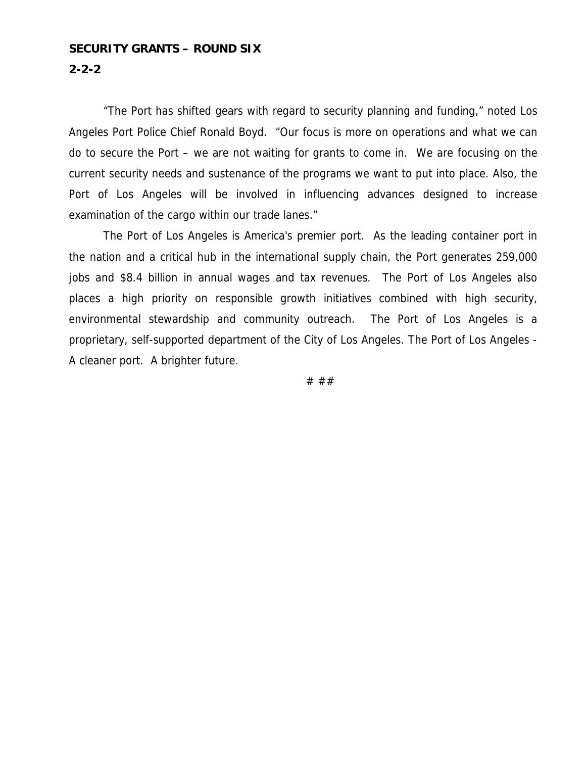"The Port has shifted gears with regard to security planning and funding," noted Los Angeles Port Police Chief Ronald Boyd. "Our focus is more on operations and what we can do to secure the Port – we are not waiting for grants to come in. We are focusing on the current security needs and sustenance of the programs we want to put into place. Also, the Port of Los Angeles will be involved in influencing advances designed to increase examination of the cargo within our trade lanes."

The Port of Los Angeles is America's premier port. As the leading container port in the nation and a critical hub in the international supply chain, the Port generates 259,000 jobs and $8.4 billion in annual wages and tax revenues. The Port of Los Angeles also places a high priority on responsible growth initiatives combined with high security, environmental stewardship and community outreach. The Port of Los Angeles is a proprietary, self-supported department of the City of Los Angeles. The Port of Los Angeles - A cleaner port. A brighter future.

# ##